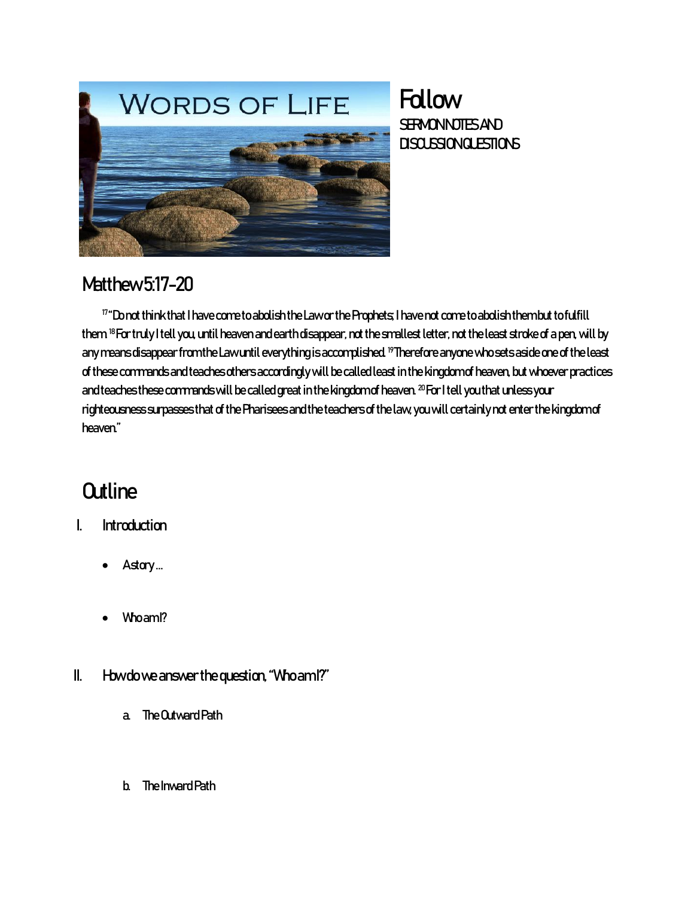# Follow

SERMON NOTES AND DISCUSSION QUESTIONS

## Matthew 5:17-20

[17] "Do not think that I have come to abolish the Law or the Prophets; I have not come to abolish them but to fulfill them. [18] For truly I tell you, until heaven and earth disappear, not the smallest letter, not the least stroke of a pen, will by any means disappear from the Law until everything is accomplished. [19] Therefore anyone who sets aside one of the least of these commands and teaches others accordingly will be called least in the kingdom of heaven, but whoever practices and teaches these commands will be called great in the kingdom of heaven. [20] For I tell you that unless your righteousness surpasses that of the Pharisees and the teachers of the law, you will certainly not enter the kingdom of heaven."

## Outline

I. Introduction

- A story …

- Who am I?

II. How do we answer the question, "Who am I?"

   a. The Outward Path

   b. The Inward Path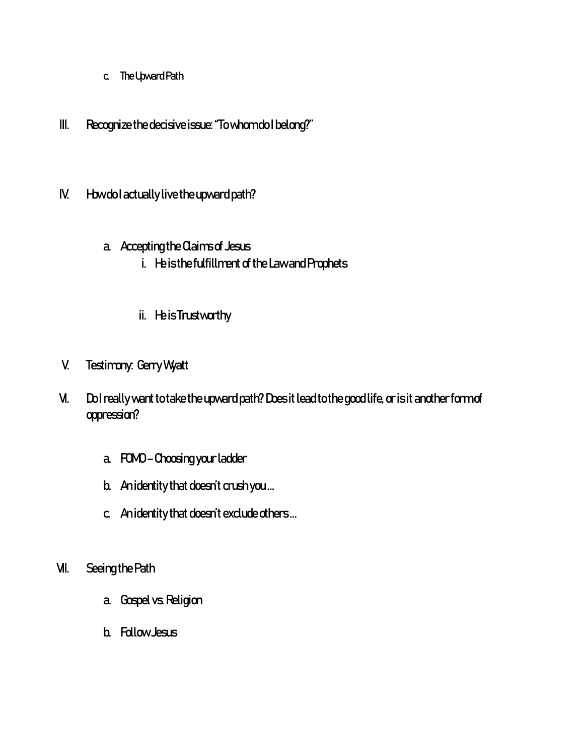c. The Upward Path

III. Recognize the decisive issue: "To whom do I belong?"

IV. How do I actually live the upward path?

   a. Accepting the Claims of Jesus

      i. He is the fulfillment of the Law and Prophets

      ii. He is Trustworthy

V. Testimony: Gerry Wyatt

VI. Do I really want to take the upward path? Does it lead to the good life, or is it another form of oppression?

   a. FOMO – Choosing your ladder

   b. An identity that doesn't crush you…

   c. An identity that doesn't exclude others…

VII. Seeing the Path

   a. Gospel vs. Religion

   b. Follow Jesus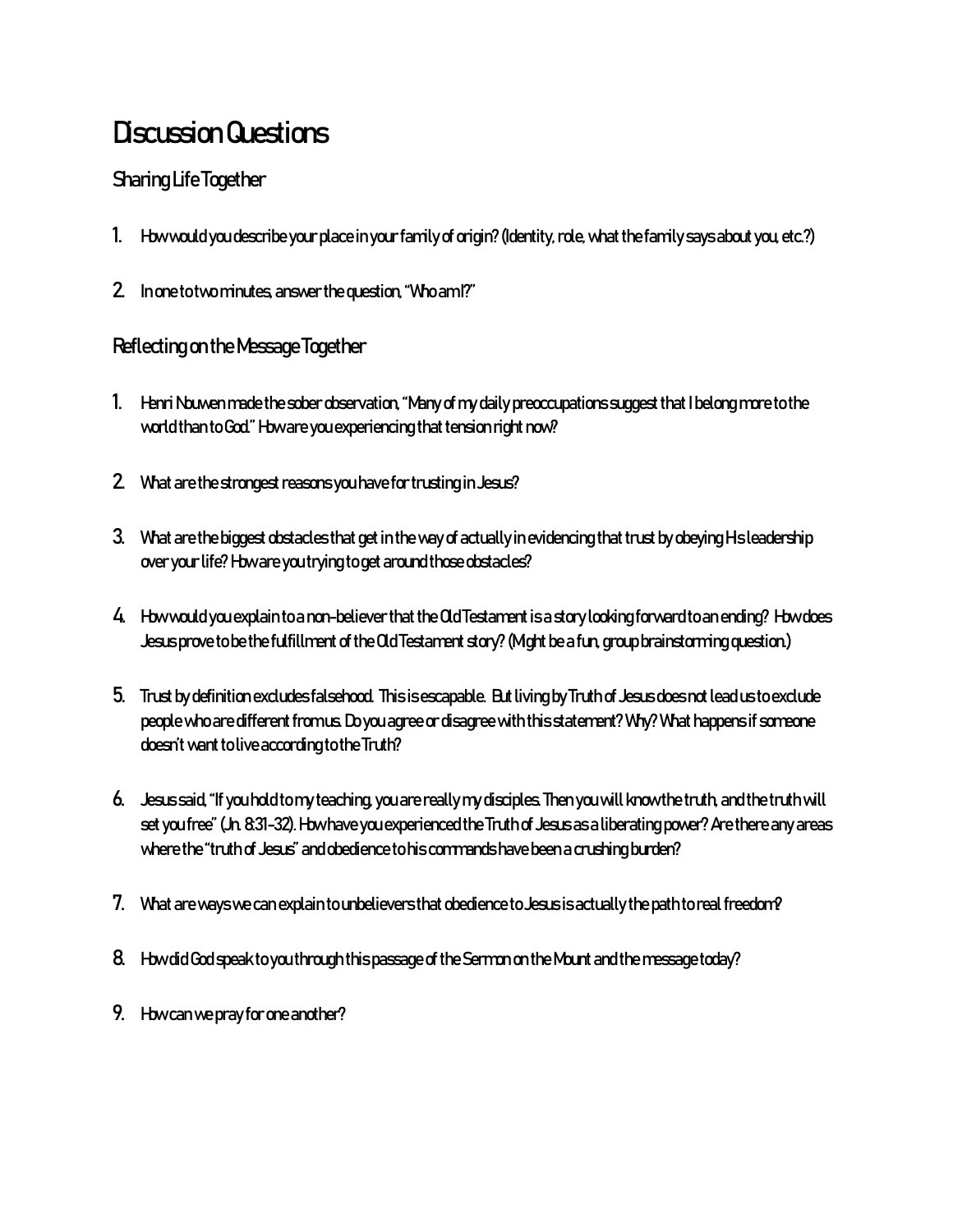# Discussion Questions

## Sharing Life Together

1. How would you describe your place in your family of origin? (Identity, role, what the family says about you, etc.?)

2. In one to two minutes, answer the question, "Who am I?"

## Reflecting on the Message Together

1. Henri Nouwen made the sober observation, "Many of my daily preoccupations suggest that I belong more to the world than to God." How are you experiencing that tension right now?

2. What are the strongest reasons you have for trusting in Jesus?

3. What are the biggest obstacles that get in the way of actually in evidencing that trust by obeying His leadership over your life? How are you trying to get around those obstacles?

4. How would you explain to a non-believer that the Old Testament is a story looking forward to an ending? How does Jesus prove to be the fulfillment of the Old Testament story? (Might be a fun, group brainstorming question.)

5. Trust by definition excludes falsehood. This is escapable. But living by Truth of Jesus does not lead us to exclude people who are different from us. Do you agree or disagree with this statement? Why? What happens if someone doesn't want to live according to the Truth?

6. Jesus said, "If you hold to my teaching, you are really my disciples. Then you will know the truth, and the truth will set you free" (Jn. 8:31–32). How have you experienced the Truth of Jesus as a liberating power? Are there any areas where the "truth of Jesus" and obedience to his commands have been a crushing burden?

7. What are ways we can explain to unbelievers that obedience to Jesus is actually the path to real freedom?

8. How did God speak to you through this passage of the Sermon on the Mount and the message today?

9. How can we pray for one another?